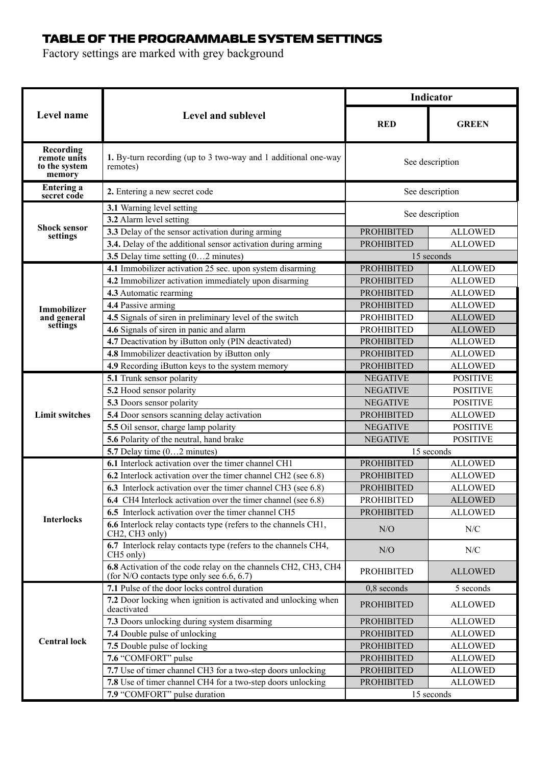## TABLE OF THE PROGRAMMABLE SYSTEM SETTINGS

Factory settings are marked with grey background

| Level name | Level and sublevel | Indicator | |
|---|---|---|---|
| | | RED | GREEN |
| Recording remote units to the system memory | **1.** By-turn recording (up to 3 two-way and 1 additional one-way remotes) | See description | |
| Entering a secret code | **2.** Entering a new secret code | See description | |
| Shock sensor settings | **3.1** Warning level setting | See description | |
| | **3.2** Alarm level setting | | |
| | **3.3** Delay of the sensor activation during arming | PROHIBITED | ALLOWED |
| | **3.4.** Delay of the additional sensor activation during arming | PROHIBITED | ALLOWED |
| | **3.5** Delay time setting (0…2 minutes) | 15 seconds | |
| Immobilizer and general settings | **4.1** Immobilizer activation 25 sec. upon system disarming | PROHIBITED | ALLOWED |
| | **4.2** Immobilizer activation immediately upon disarming | PROHIBITED | ALLOWED |
| | **4.3** Automatic rearming | PROHIBITED | ALLOWED |
| | **4.4** Passive arming | PROHIBITED | ALLOWED |
| | **4.5** Signals of siren in preliminary level of the switch | PROHIBITED | ALLOWED |
| | **4.6** Signals of siren in panic and alarm | PROHIBITED | ALLOWED |
| | **4.7** Deactivation by iButton only (PIN deactivated) | PROHIBITED | ALLOWED |
| | **4.8** Immobilizer deactivation by iButton only | PROHIBITED | ALLOWED |
| | **4.9** Recording iButton keys to the system memory | PROHIBITED | ALLOWED |
| Limit switches | **5.1** Trunk sensor polarity | NEGATIVE | POSITIVE |
| | **5.2** Hood sensor polarity | NEGATIVE | POSITIVE |
| | **5.3** Doors sensor polarity | NEGATIVE | POSITIVE |
| | **5.4** Door sensors scanning delay activation | PROHIBITED | ALLOWED |
| | **5.5** Oil sensor, charge lamp polarity | NEGATIVE | POSITIVE |
| | **5.6** Polarity of the neutral, hand brake | NEGATIVE | POSITIVE |
| | **5.7** Delay time (0…2 minutes) | 15 seconds | |
| Interlocks | **6.1** Interlock activation over the timer channel CH1 | PROHIBITED | ALLOWED |
| | **6.2** Interlock activation over the timer channel CH2 (see 6.8) | PROHIBITED | ALLOWED |
| | **6.3** Interlock activation over the timer channel CH3 (see 6.8) | PROHIBITED | ALLOWED |
| | **6.4** CH4 Interlock activation over the timer channel (see 6.8) | PROHIBITED | ALLOWED |
| | **6.5** Interlock activation over the timer channel CH5 | PROHIBITED | ALLOWED |
| | **6.6** Interlock relay contacts type (refers to the channels CH1, CH2, CH3 only) | N/O | N/C |
| | **6.7** Interlock relay contacts type (refers to the channels CH4, CH5 only) | N/O | N/C |
| | **6.8** Activation of the code relay on the channels CH2, CH3, CH4 (for N/O contacts type only see 6.6, 6.7) | PROHIBITED | ALLOWED |
| Central lock | **7.1** Pulse of the door locks control duration | 0,8 seconds | 5 seconds |
| | **7.2** Door locking when ignition is activated and unlocking when deactivated | PROHIBITED | ALLOWED |
| | **7.3** Doors unlocking during system disarming | PROHIBITED | ALLOWED |
| | **7.4** Double pulse of unlocking | PROHIBITED | ALLOWED |
| | **7.5** Double pulse of locking | PROHIBITED | ALLOWED |
| | **7.6** "COMFORT" pulse | PROHIBITED | ALLOWED |
| | **7.7** Use of timer channel CH3 for a two-step doors unlocking | PROHIBITED | ALLOWED |
| | **7.8** Use of timer channel CH4 for a two-step doors unlocking | PROHIBITED | ALLOWED |
| | **7.9** "COMFORT" pulse duration | 15 seconds | |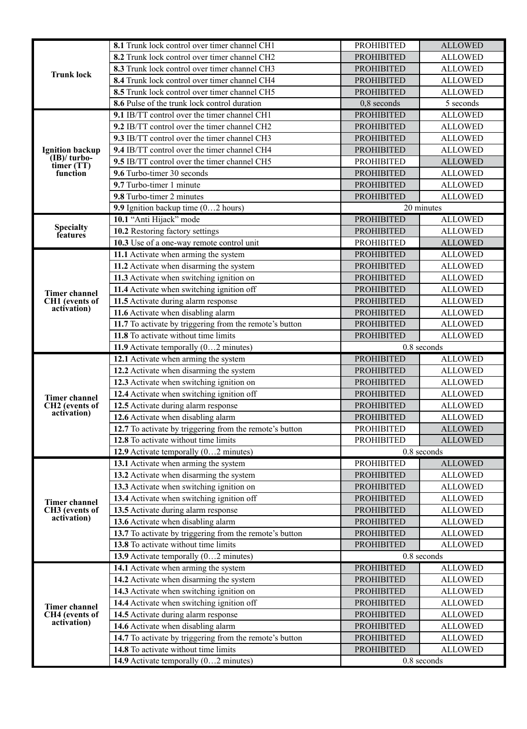| | | | |
|---|---|---|---|
| **Trunk lock** | **8.1** Trunk lock control over timer channel CH1 | PROHIBITED | ALLOWED |
| | **8.2** Trunk lock control over timer channel CH2 | PROHIBITED | ALLOWED |
| | **8.3** Trunk lock control over timer channel CH3 | PROHIBITED | ALLOWED |
| | **8.4** Trunk lock control over timer channel CH4 | PROHIBITED | ALLOWED |
| | **8.5** Trunk lock control over timer channel CH5 | PROHIBITED | ALLOWED |
| | **8.6** Pulse of the trunk lock control duration | 0,8 seconds | 5 seconds |
| **Ignition backup (IB)/ turbo-timer (TT) function** | **9.1** IB/TT control over the timer channel CH1 | PROHIBITED | ALLOWED |
| | **9.2** IB/TT control over the timer channel CH2 | PROHIBITED | ALLOWED |
| | **9.3** IB/TT control over the timer channel CH3 | PROHIBITED | ALLOWED |
| | **9.4** IB/TT control over the timer channel CH4 | PROHIBITED | ALLOWED |
| | **9.5** IB/TT control over the timer channel CH5 | PROHIBITED | ALLOWED |
| | **9.6** Turbo-timer 30 seconds | PROHIBITED | ALLOWED |
| | **9.7** Turbo-timer 1 minute | PROHIBITED | ALLOWED |
| | **9.8** Turbo-timer 2 minutes | PROHIBITED | ALLOWED |
| | **9.9** Ignition backup time (0…2 hours) | 20 minutes | |
| **Specialty features** | **10.1** “Anti Hijack” mode | PROHIBITED | ALLOWED |
| | **10.2** Restoring factory settings | PROHIBITED | ALLOWED |
| | **10.3** Use of a one-way remote control unit | PROHIBITED | ALLOWED |
| **Timer channel CH1 (events of activation)** | **11.1** Activate when arming the system | PROHIBITED | ALLOWED |
| | **11.2** Activate when disarming the system | PROHIBITED | ALLOWED |
| | **11.3** Activate when switching ignition on | PROHIBITED | ALLOWED |
| | **11.4** Activate when switching ignition off | PROHIBITED | ALLOWED |
| | **11.5** Activate during alarm response | PROHIBITED | ALLOWED |
| | **11.6** Activate when disabling alarm | PROHIBITED | ALLOWED |
| | **11.7** To activate by triggering from the remote’s button | PROHIBITED | ALLOWED |
| | **11.8** To activate without time limits | PROHIBITED | ALLOWED |
| | **11.9** Activate temporally (0…2 minutes) | 0.8 seconds | |
| **Timer channel CH2 (events of activation)** | **12.1** Activate when arming the system | PROHIBITED | ALLOWED |
| | **12.2** Activate when disarming the system | PROHIBITED | ALLOWED |
| | **12.3** Activate when switching ignition on | PROHIBITED | ALLOWED |
| | **12.4** Activate when switching ignition off | PROHIBITED | ALLOWED |
| | **12.5** Activate during alarm response | PROHIBITED | ALLOWED |
| | **12.6** Activate when disabling alarm | PROHIBITED | ALLOWED |
| | **12.7** To activate by triggering from the remote’s button | PROHIBITED | ALLOWED |
| | **12.8** To activate without time limits | PROHIBITED | ALLOWED |
| | **12.9** Activate temporally (0…2 minutes) | 0.8 seconds | |
| **Timer channel CH3 (events of activation)** | **13.1** Activate when arming the system | PROHIBITED | ALLOWED |
| | **13.2** Activate when disarming the system | PROHIBITED | ALLOWED |
| | **13.3** Activate when switching ignition on | PROHIBITED | ALLOWED |
| | **13.4** Activate when switching ignition off | PROHIBITED | ALLOWED |
| | **13.5** Activate during alarm response | PROHIBITED | ALLOWED |
| | **13.6** Activate when disabling alarm | PROHIBITED | ALLOWED |
| | **13.7** To activate by triggering from the remote’s button | PROHIBITED | ALLOWED |
| | **13.8** To activate without time limits | PROHIBITED | ALLOWED |
| | **13.9** Activate temporally (0…2 minutes) | 0.8 seconds | |
| **Timer channel CH4 (events of activation)** | **14.1** Activate when arming the system | PROHIBITED | ALLOWED |
| | **14.2** Activate when disarming the system | PROHIBITED | ALLOWED |
| | **14.3** Activate when switching ignition on | PROHIBITED | ALLOWED |
| | **14.4** Activate when switching ignition off | PROHIBITED | ALLOWED |
| | **14.5** Activate during alarm response | PROHIBITED | ALLOWED |
| | **14.6** Activate when disabling alarm | PROHIBITED | ALLOWED |
| | **14.7** To activate by triggering from the remote’s button | PROHIBITED | ALLOWED |
| | **14.8** To activate without time limits | PROHIBITED | ALLOWED |
| | **14.9** Activate temporally (0…2 minutes) | 0.8 seconds | |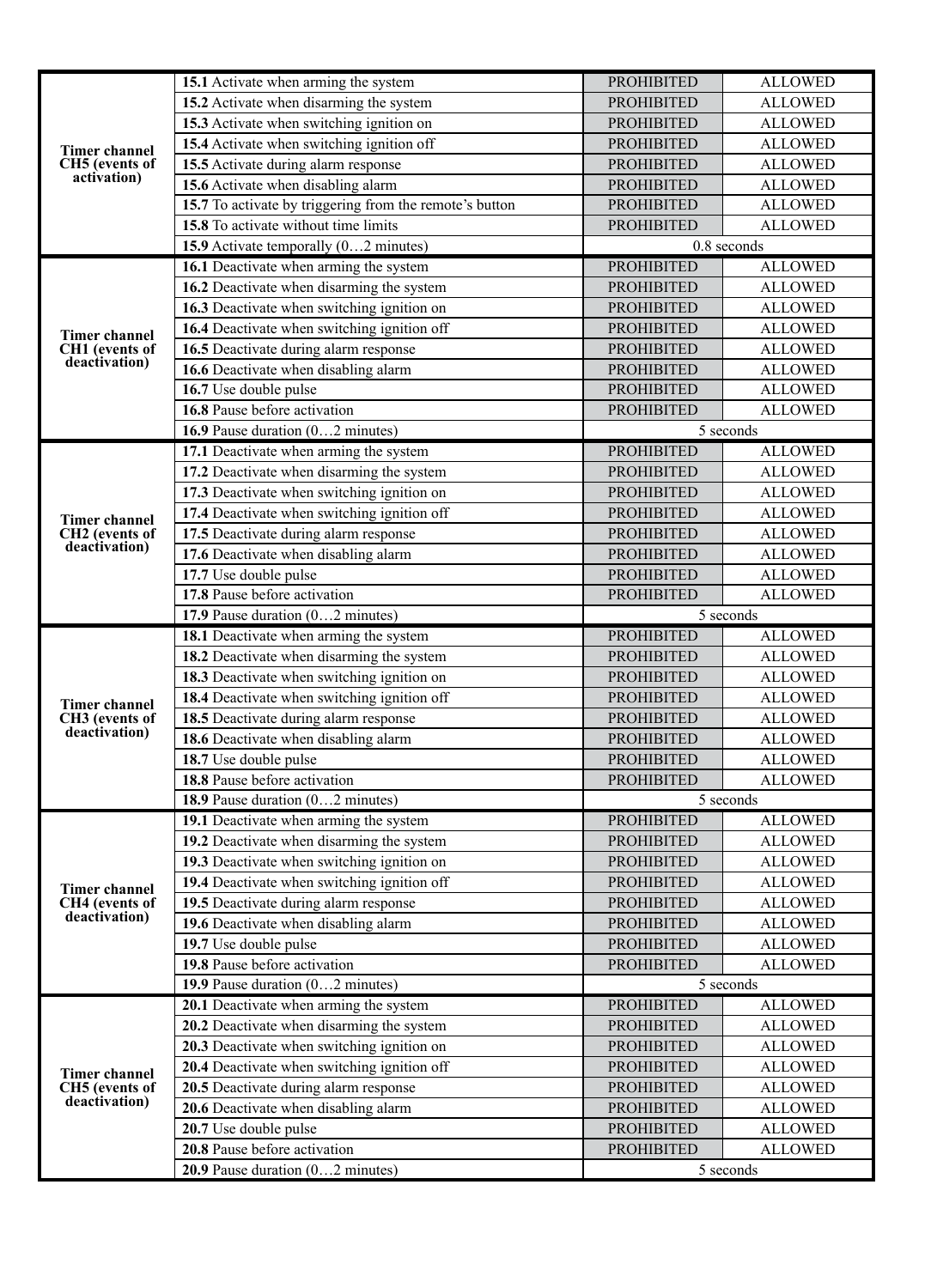| | | | |
|---|---|---|---|
| **Timer channel CH5 (events of activation)** | **15.1** Activate when arming the system | PROHIBITED | ALLOWED |
| | **15.2** Activate when disarming the system | PROHIBITED | ALLOWED |
| | **15.3** Activate when switching ignition on | PROHIBITED | ALLOWED |
| | **15.4** Activate when switching ignition off | PROHIBITED | ALLOWED |
| | **15.5** Activate during alarm response | PROHIBITED | ALLOWED |
| | **15.6** Activate when disabling alarm | PROHIBITED | ALLOWED |
| | **15.7** To activate by triggering from the remote's button | PROHIBITED | ALLOWED |
| | **15.8** To activate without time limits | PROHIBITED | ALLOWED |
| | **15.9** Activate temporally (0…2 minutes) | 0.8 seconds | |
| **Timer channel CH1 (events of deactivation)** | **16.1** Deactivate when arming the system | PROHIBITED | ALLOWED |
| | **16.2** Deactivate when disarming the system | PROHIBITED | ALLOWED |
| | **16.3** Deactivate when switching ignition on | PROHIBITED | ALLOWED |
| | **16.4** Deactivate when switching ignition off | PROHIBITED | ALLOWED |
| | **16.5** Deactivate during alarm response | PROHIBITED | ALLOWED |
| | **16.6** Deactivate when disabling alarm | PROHIBITED | ALLOWED |
| | **16.7** Use double pulse | PROHIBITED | ALLOWED |
| | **16.8** Pause before activation | PROHIBITED | ALLOWED |
| | **16.9** Pause duration (0…2 minutes) | 5 seconds | |
| **Timer channel CH2 (events of deactivation)** | **17.1** Deactivate when arming the system | PROHIBITED | ALLOWED |
| | **17.2** Deactivate when disarming the system | PROHIBITED | ALLOWED |
| | **17.3** Deactivate when switching ignition on | PROHIBITED | ALLOWED |
| | **17.4** Deactivate when switching ignition off | PROHIBITED | ALLOWED |
| | **17.5** Deactivate during alarm response | PROHIBITED | ALLOWED |
| | **17.6** Deactivate when disabling alarm | PROHIBITED | ALLOWED |
| | **17.7** Use double pulse | PROHIBITED | ALLOWED |
| | **17.8** Pause before activation | PROHIBITED | ALLOWED |
| | **17.9** Pause duration (0…2 minutes) | 5 seconds | |
| **Timer channel CH3 (events of deactivation)** | **18.1** Deactivate when arming the system | PROHIBITED | ALLOWED |
| | **18.2** Deactivate when disarming the system | PROHIBITED | ALLOWED |
| | **18.3** Deactivate when switching ignition on | PROHIBITED | ALLOWED |
| | **18.4** Deactivate when switching ignition off | PROHIBITED | ALLOWED |
| | **18.5** Deactivate during alarm response | PROHIBITED | ALLOWED |
| | **18.6** Deactivate when disabling alarm | PROHIBITED | ALLOWED |
| | **18.7** Use double pulse | PROHIBITED | ALLOWED |
| | **18.8** Pause before activation | PROHIBITED | ALLOWED |
| | **18.9** Pause duration (0…2 minutes) | 5 seconds | |
| **Timer channel CH4 (events of deactivation)** | **19.1** Deactivate when arming the system | PROHIBITED | ALLOWED |
| | **19.2** Deactivate when disarming the system | PROHIBITED | ALLOWED |
| | **19.3** Deactivate when switching ignition on | PROHIBITED | ALLOWED |
| | **19.4** Deactivate when switching ignition off | PROHIBITED | ALLOWED |
| | **19.5** Deactivate during alarm response | PROHIBITED | ALLOWED |
| | **19.6** Deactivate when disabling alarm | PROHIBITED | ALLOWED |
| | **19.7** Use double pulse | PROHIBITED | ALLOWED |
| | **19.8** Pause before activation | PROHIBITED | ALLOWED |
| | **19.9** Pause duration (0…2 minutes) | 5 seconds | |
| **Timer channel CH5 (events of deactivation)** | **20.1** Deactivate when arming the system | PROHIBITED | ALLOWED |
| | **20.2** Deactivate when disarming the system | PROHIBITED | ALLOWED |
| | **20.3** Deactivate when switching ignition on | PROHIBITED | ALLOWED |
| | **20.4** Deactivate when switching ignition off | PROHIBITED | ALLOWED |
| | **20.5** Deactivate during alarm response | PROHIBITED | ALLOWED |
| | **20.6** Deactivate when disabling alarm | PROHIBITED | ALLOWED |
| | **20.7** Use double pulse | PROHIBITED | ALLOWED |
| | **20.8** Pause before activation | PROHIBITED | ALLOWED |
| | **20.9** Pause duration (0…2 minutes) | 5 seconds | |